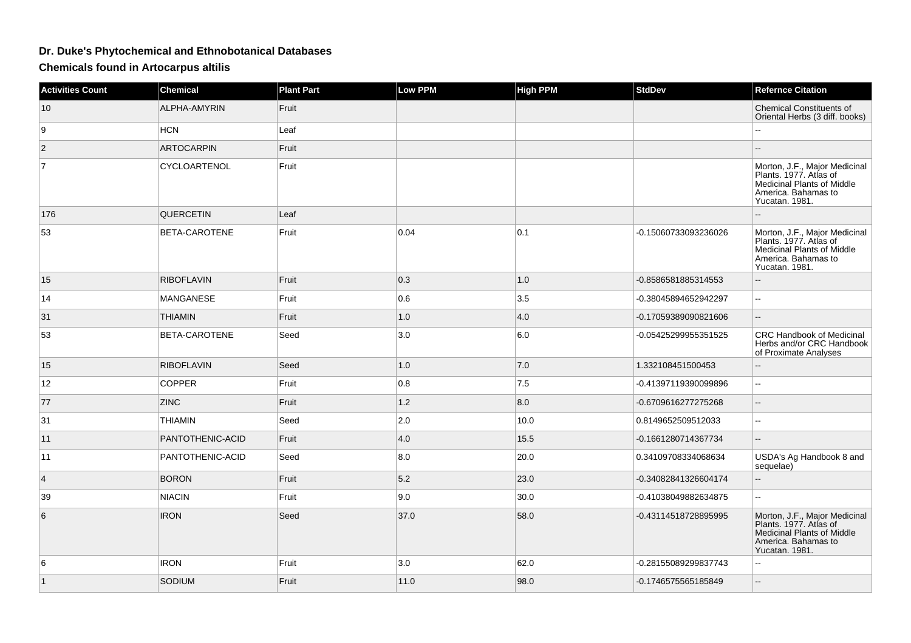# Dr. Duke's Phytochemical and Ethnobotanical Databases

## Chemicals found in Artocarpus altilis

| Activities Count | Chemical | Plant Part | Low PPM | High PPM | StdDev | Refernce Citation |
|---|---|---|---|---|---|---|
| 10 | ALPHA-AMYRIN | Fruit | | | | Chemical Constituents of Oriental Herbs (3 diff. books) |
| 9 | HCN | Leaf | | | | -- |
| 2 | ARTOCARPIN | Fruit | | | | -- |
| 7 | CYCLOARTENOL | Fruit | | | | Morton, J.F., Major Medicinal Plants. 1977. Atlas of Medicinal Plants of Middle America. Bahamas to Yucatan. 1981. |
| 176 | QUERCETIN | Leaf | | | | -- |
| 53 | BETA-CAROTENE | Fruit | 0.04 | 0.1 | -0.15060733093236026 | Morton, J.F., Major Medicinal Plants. 1977. Atlas of Medicinal Plants of Middle America. Bahamas to Yucatan. 1981. |
| 15 | RIBOFLAVIN | Fruit | 0.3 | 1.0 | -0.8586581885314553 | -- |
| 14 | MANGANESE | Fruit | 0.6 | 3.5 | -0.38045894652942297 | -- |
| 31 | THIAMIN | Fruit | 1.0 | 4.0 | -0.17059389090821606 | -- |
| 53 | BETA-CAROTENE | Seed | 3.0 | 6.0 | -0.05425299955351525 | CRC Handbook of Medicinal Herbs and/or CRC Handbook of Proximate Analyses |
| 15 | RIBOFLAVIN | Seed | 1.0 | 7.0 | 1.332108451500453 | -- |
| 12 | COPPER | Fruit | 0.8 | 7.5 | -0.41397119390099896 | -- |
| 77 | ZINC | Fruit | 1.2 | 8.0 | -0.6709616277275268 | -- |
| 31 | THIAMIN | Seed | 2.0 | 10.0 | 0.8149652509512033 | -- |
| 11 | PANTOTHENIC-ACID | Fruit | 4.0 | 15.5 | -0.1661280714367734 | -- |
| 11 | PANTOTHENIC-ACID | Seed | 8.0 | 20.0 | 0.34109708334068634 | USDA's Ag Handbook 8 and sequelae) |
| 4 | BORON | Fruit | 5.2 | 23.0 | -0.34082841326604174 | -- |
| 39 | NIACIN | Fruit | 9.0 | 30.0 | -0.41038049882634875 | -- |
| 6 | IRON | Seed | 37.0 | 58.0 | -0.43114518728895995 | Morton, J.F., Major Medicinal Plants. 1977. Atlas of Medicinal Plants of Middle America. Bahamas to Yucatan. 1981. |
| 6 | IRON | Fruit | 3.0 | 62.0 | -0.28155089299837743 | -- |
| 1 | SODIUM | Fruit | 11.0 | 98.0 | -0.1746575565185849 | -- |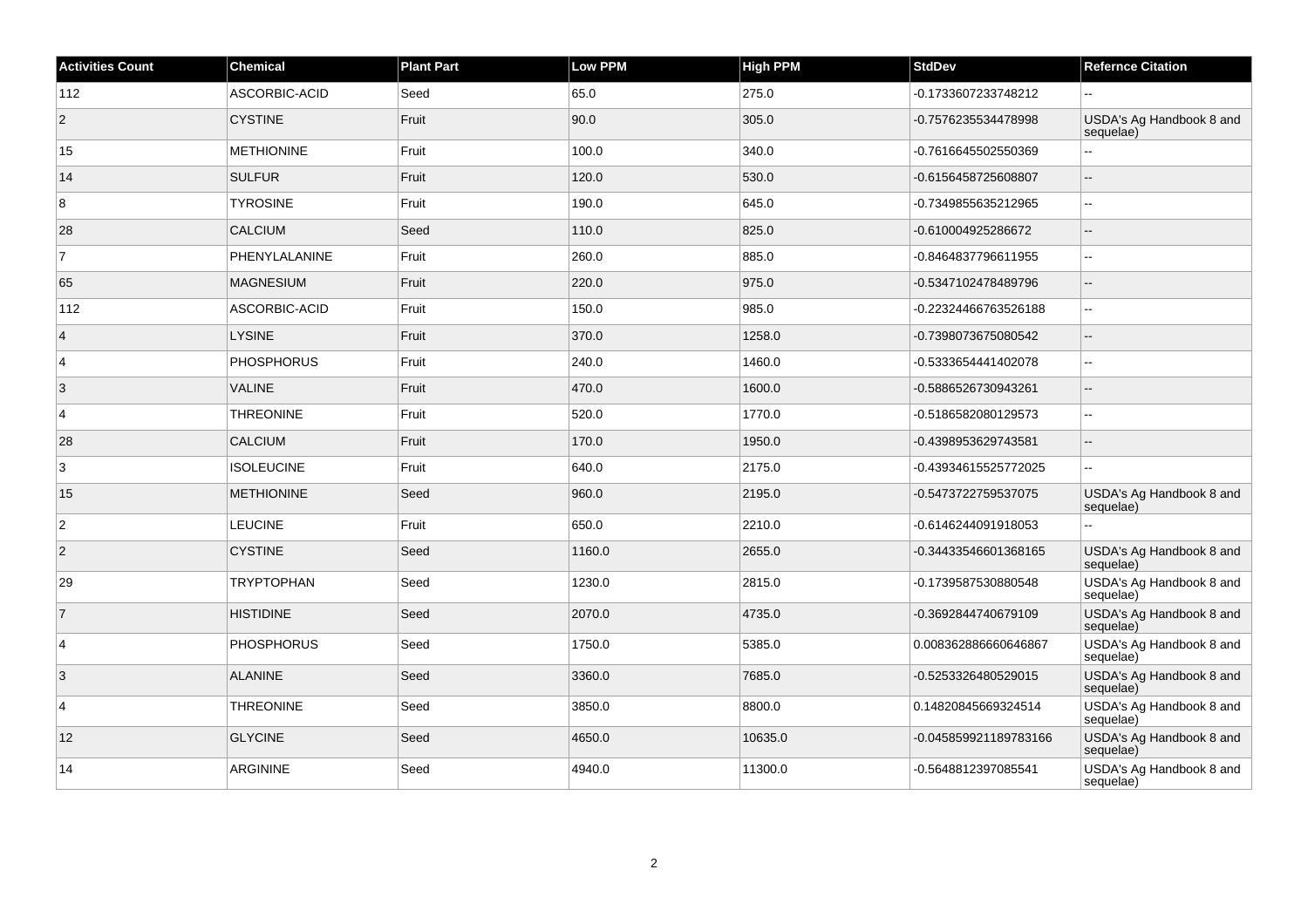| Activities Count | Chemical | Plant Part | Low PPM | High PPM | StdDev | Refernce Citation |
|---|---|---|---|---|---|---|
| 112 | ASCORBIC-ACID | Seed | 65.0 | 275.0 | -0.1733607233748212 | -- |
| 2 | CYSTINE | Fruit | 90.0 | 305.0 | -0.7576235534478998 | USDA's Ag Handbook 8 and sequelae) |
| 15 | METHIONINE | Fruit | 100.0 | 340.0 | -0.7616645502550369 | -- |
| 14 | SULFUR | Fruit | 120.0 | 530.0 | -0.6156458725608807 | -- |
| 8 | TYROSINE | Fruit | 190.0 | 645.0 | -0.7349855635212965 | -- |
| 28 | CALCIUM | Seed | 110.0 | 825.0 | -0.610004925286672 | -- |
| 7 | PHENYLALANINE | Fruit | 260.0 | 885.0 | -0.8464837796611955 | -- |
| 65 | MAGNESIUM | Fruit | 220.0 | 975.0 | -0.5347102478489796 | -- |
| 112 | ASCORBIC-ACID | Fruit | 150.0 | 985.0 | -0.22324466763526188 | -- |
| 4 | LYSINE | Fruit | 370.0 | 1258.0 | -0.7398073675080542 | -- |
| 4 | PHOSPHORUS | Fruit | 240.0 | 1460.0 | -0.5333654441402078 | -- |
| 3 | VALINE | Fruit | 470.0 | 1600.0 | -0.5886526730943261 | -- |
| 4 | THREONINE | Fruit | 520.0 | 1770.0 | -0.5186582080129573 | -- |
| 28 | CALCIUM | Fruit | 170.0 | 1950.0 | -0.4398953629743581 | -- |
| 3 | ISOLEUCINE | Fruit | 640.0 | 2175.0 | -0.43934615525772025 | -- |
| 15 | METHIONINE | Seed | 960.0 | 2195.0 | -0.5473722759537075 | USDA's Ag Handbook 8 and sequelae) |
| 2 | LEUCINE | Fruit | 650.0 | 2210.0 | -0.6146244091918053 | -- |
| 2 | CYSTINE | Seed | 1160.0 | 2655.0 | -0.34433546601368165 | USDA's Ag Handbook 8 and sequelae) |
| 29 | TRYPTOPHAN | Seed | 1230.0 | 2815.0 | -0.1739587530880548 | USDA's Ag Handbook 8 and sequelae) |
| 7 | HISTIDINE | Seed | 2070.0 | 4735.0 | -0.3692844740679109 | USDA's Ag Handbook 8 and sequelae) |
| 4 | PHOSPHORUS | Seed | 1750.0 | 5385.0 | 0.008362886660646867 | USDA's Ag Handbook 8 and sequelae) |
| 3 | ALANINE | Seed | 3360.0 | 7685.0 | -0.5253326480529015 | USDA's Ag Handbook 8 and sequelae) |
| 4 | THREONINE | Seed | 3850.0 | 8800.0 | 0.14820845669324514 | USDA's Ag Handbook 8 and sequelae) |
| 12 | GLYCINE | Seed | 4650.0 | 10635.0 | -0.045859921189783166 | USDA's Ag Handbook 8 and sequelae) |
| 14 | ARGININE | Seed | 4940.0 | 11300.0 | -0.5648812397085541 | USDA's Ag Handbook 8 and sequelae) |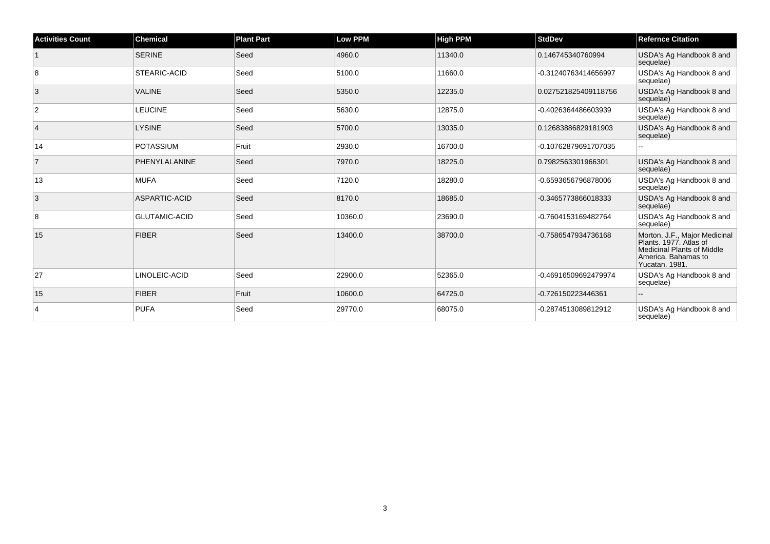| Activities Count | Chemical | Plant Part | Low PPM | High PPM | StdDev | Refernce Citation |
|---|---|---|---|---|---|---|
| 1 | SERINE | Seed | 4960.0 | 11340.0 | 0.146745340760994 | USDA's Ag Handbook 8 and sequelae) |
| 8 | STEARIC-ACID | Seed | 5100.0 | 11660.0 | -0.31240763414656997 | USDA's Ag Handbook 8 and sequelae) |
| 3 | VALINE | Seed | 5350.0 | 12235.0 | 0.027521825409118756 | USDA's Ag Handbook 8 and sequelae) |
| 2 | LEUCINE | Seed | 5630.0 | 12875.0 | -0.4026364486603939 | USDA's Ag Handbook 8 and sequelae) |
| 4 | LYSINE | Seed | 5700.0 | 13035.0 | 0.12683886829181903 | USDA's Ag Handbook 8 and sequelae) |
| 14 | POTASSIUM | Fruit | 2930.0 | 16700.0 | -0.10762879691707035 | -- |
| 7 | PHENYLALANINE | Seed | 7970.0 | 18225.0 | 0.7982563301966301 | USDA's Ag Handbook 8 and sequelae) |
| 13 | MUFA | Seed | 7120.0 | 18280.0 | -0.6593656796878006 | USDA's Ag Handbook 8 and sequelae) |
| 3 | ASPARTIC-ACID | Seed | 8170.0 | 18685.0 | -0.3465773866018333 | USDA's Ag Handbook 8 and sequelae) |
| 8 | GLUTAMIC-ACID | Seed | 10360.0 | 23690.0 | -0.7604153169482764 | USDA's Ag Handbook 8 and sequelae) |
| 15 | FIBER | Seed | 13400.0 | 38700.0 | -0.7586547934736168 | Morton, J.F., Major Medicinal Plants. 1977. Atlas of Medicinal Plants of Middle America. Bahamas to Yucatan. 1981. |
| 27 | LINOLEIC-ACID | Seed | 22900.0 | 52365.0 | -0.46916509692479974 | USDA's Ag Handbook 8 and sequelae) |
| 15 | FIBER | Fruit | 10600.0 | 64725.0 | -0.726150223446361 | -- |
| 4 | PUFA | Seed | 29770.0 | 68075.0 | -0.2874513089812912 | USDA's Ag Handbook 8 and sequelae) |